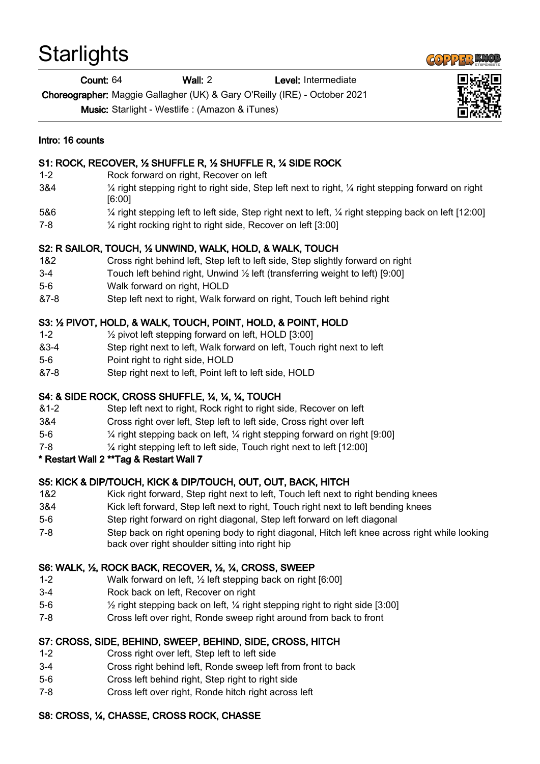# Starlights

**Count:** 64 **Wall:** 2 **Level:** Intermediate

**Choreographer:** Maggie Gallagher (UK) & Gary O'Reilly (IRE) - October 2021

**Music:** Starlight - Westlife : (Amazon & iTunes)

**Intro: 16 counts**

**S1: ROCK, RECOVER, ½ SHUFFLE R, ½ SHUFFLE R, ¼ SIDE ROCK**

| | |
|---|---|
| 1-2 | Rock forward on right, Recover on left |
| 3&4 | ¼ right stepping right to right side, Step left next to right, ¼ right stepping forward on right [6:00] |
| 5&6 | ¼ right stepping left to left side, Step right next to left, ¼ right stepping back on left [12:00] |
| 7-8 | ¼ right rocking right to right side, Recover on left [3:00] |

**S2: R SAILOR, TOUCH, ½ UNWIND, WALK, HOLD, & WALK, TOUCH**

| | |
|---|---|
| 1&2 | Cross right behind left, Step left to left side, Step slightly forward on right |
| 3-4 | Touch left behind right, Unwind ½ left (transferring weight to left) [9:00] |
| 5-6 | Walk forward on right, HOLD |
| &7-8 | Step left next to right, Walk forward on right, Touch left behind right |

**S3: ½ PIVOT, HOLD, & WALK, TOUCH, POINT, HOLD, & POINT, HOLD**

| | |
|---|---|
| 1-2 | ½ pivot left stepping forward on left, HOLD [3:00] |
| &3-4 | Step right next to left, Walk forward on left, Touch right next to left |
| 5-6 | Point right to right side, HOLD |
| &7-8 | Step right next to left, Point left to left side, HOLD |

**S4: & SIDE ROCK, CROSS SHUFFLE, ¼, ¼, ¼, TOUCH**

| | |
|---|---|
| &1-2 | Step left next to right, Rock right to right side, Recover on left |
| 3&4 | Cross right over left, Step left to left side, Cross right over left |
| 5-6 | ¼ right stepping back on left, ¼ right stepping forward on right [9:00] |
| 7-8 | ¼ right stepping left to left side, Touch right next to left [12:00] |

**\* Restart Wall 2 \*\*Tag & Restart Wall 7**

**S5: KICK & DIP/TOUCH, KICK & DIP/TOUCH, OUT, OUT, BACK, HITCH**

| | |
|---|---|
| 1&2 | Kick right forward, Step right next to left, Touch left next to right bending knees |
| 3&4 | Kick left forward, Step left next to right, Touch right next to left bending knees |
| 5-6 | Step right forward on right diagonal, Step left forward on left diagonal |
| 7-8 | Step back on right opening body to right diagonal, Hitch left knee across right while looking back over right shoulder sitting into right hip |

**S6: WALK, ½, ROCK BACK, RECOVER, ½, ¼, CROSS, SWEEP**

| | |
|---|---|
| 1-2 | Walk forward on left, ½ left stepping back on right [6:00] |
| 3-4 | Rock back on left, Recover on right |
| 5-6 | ½ right stepping back on left, ¼ right stepping right to right side [3:00] |
| 7-8 | Cross left over right, Ronde sweep right around from back to front |

**S7: CROSS, SIDE, BEHIND, SWEEP, BEHIND, SIDE, CROSS, HITCH**

| | |
|---|---|
| 1-2 | Cross right over left, Step left to left side |
| 3-4 | Cross right behind left, Ronde sweep left from front to back |
| 5-6 | Cross left behind right, Step right to right side |
| 7-8 | Cross left over right, Ronde hitch right across left |

**S8: CROSS, ¼, CHASSE, CROSS ROCK, CHASSE**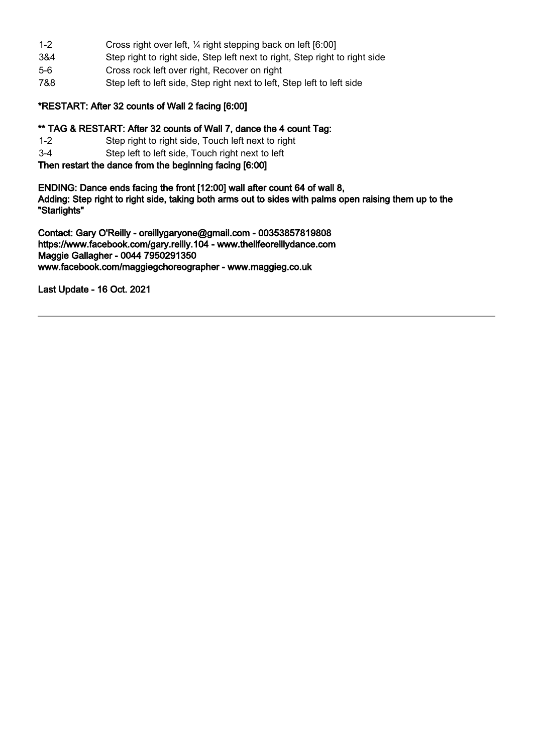| | |
|---|---|
| 1-2 | Cross right over left, ¼ right stepping back on left [6:00] |
| 3&4 | Step right to right side, Step left next to right, Step right to right side |
| 5-6 | Cross rock left over right, Recover on right |
| 7&8 | Step left to left side, Step right next to left, Step left to left side |

**\*RESTART: After 32 counts of Wall 2 facing [6:00]**

**\*\* TAG & RESTART: After 32 counts of Wall 7, dance the 4 count Tag:**

| | |
|---|---|
| 1-2 | Step right to right side, Touch left next to right |
| 3-4 | Step left to left side, Touch right next to left |

**Then restart the dance from the beginning facing [6:00]**

**ENDING: Dance ends facing the front [12:00] wall after count 64 of wall 8,**
**Adding: Step right to right side, taking both arms out to sides with palms open raising them up to the "Starlights"**

**Contact: Gary O'Reilly - oreillygaryone@gmail.com - 00353857819808**
**https://www.facebook.com/gary.reilly.104 - www.thelifeoreillydance.com**
**Maggie Gallagher - 0044 7950291350**
**www.facebook.com/maggiegchoreographer - www.maggieg.co.uk**

**Last Update - 16 Oct. 2021**